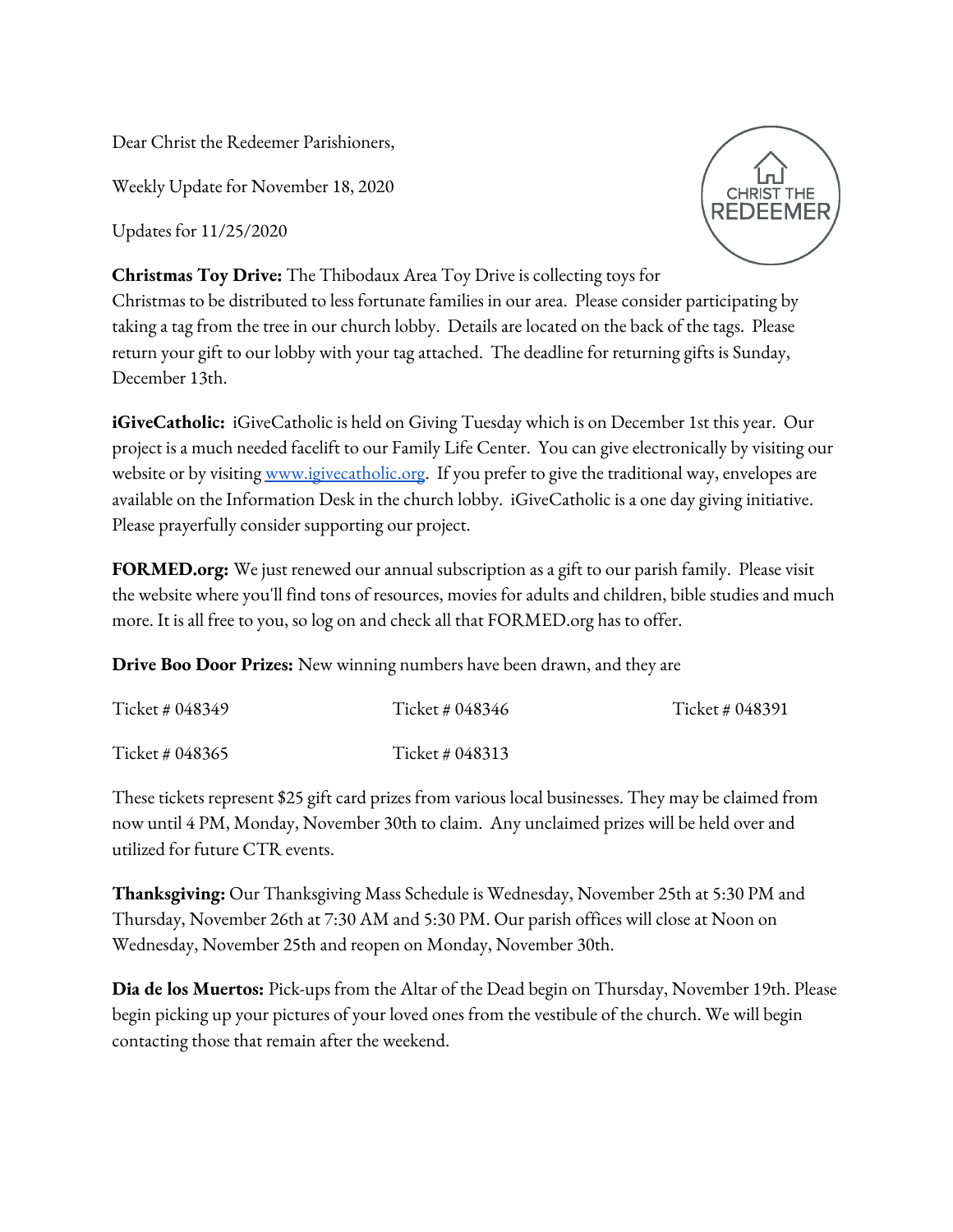Dear Christ the Redeemer Parishioners,

Weekly Update for November 18, 2020

Updates for 11/25/2020

CHRIST THE REDEEMER

**Christmas Toy Drive:** The Thibodaux Area Toy Drive is collecting toys for Christmas to be distributed to less fortunate families in our area. Please consider participating by taking a tag from the tree in our church lobby. Details are located on the back of the tags. Please return your gift to our lobby with your tag attached. The deadline for returning gifts is Sunday, December 13th.

**iGiveCatholic:** iGiveCatholic is held on Giving Tuesday which is on December 1st this year. Our project is a much needed facelift to our Family Life Center. You can give electronically by visiting our website or by visiting [www.igivecatholic.org](http://www.igivecatholic.org). If you prefer to give the traditional way, envelopes are available on the Information Desk in the church lobby. iGiveCatholic is a one day giving initiative. Please prayerfully consider supporting our project.

**FORMED.org:** We just renewed our annual subscription as a gift to our parish family. Please visit the website where you'll find tons of resources, movies for adults and children, bible studies and much more. It is all free to you, so log on and check all that FORMED.org has to offer.

**Drive Boo Door Prizes:** New winning numbers have been drawn, and they are

| | | |
|---|---|---|
| Ticket # 048349 | Ticket # 048346 | Ticket # 048391 |
| Ticket # 048365 | Ticket # 048313 | |

These tickets represent $25 gift card prizes from various local businesses. They may be claimed from now until 4 PM, Monday, November 30th to claim. Any unclaimed prizes will be held over and utilized for future CTR events.

**Thanksgiving:** Our Thanksgiving Mass Schedule is Wednesday, November 25th at 5:30 PM and Thursday, November 26th at 7:30 AM and 5:30 PM. Our parish offices will close at Noon on Wednesday, November 25th and reopen on Monday, November 30th.

**Dia de los Muertos:** Pick-ups from the Altar of the Dead begin on Thursday, November 19th. Please begin picking up your pictures of your loved ones from the vestibule of the church. We will begin contacting those that remain after the weekend.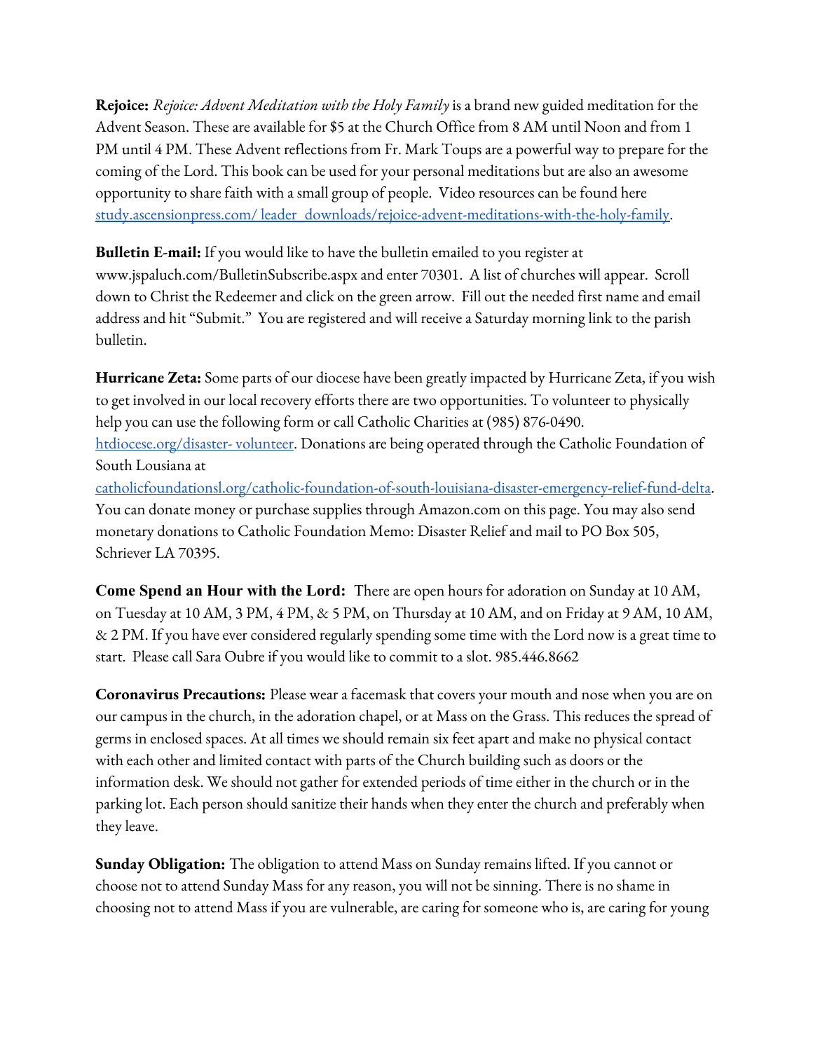**Rejoice:** *Rejoice: Advent Meditation with the Holy Family* is a brand new guided meditation for the Advent Season. These are available for $5 at the Church Office from 8 AM until Noon and from 1 PM until 4 PM. These Advent reflections from Fr. Mark Toups are a powerful way to prepare for the coming of the Lord. This book can be used for your personal meditations but are also an awesome opportunity to share faith with a small group of people. Video resources can be found here [study.ascensionpress.com/ leader_downloads/rejoice-advent-meditations-with-the-holy-family](study.ascensionpress.com/leader_downloads/rejoice-advent-meditations-with-the-holy-family).

**Bulletin E-mail:** If you would like to have the bulletin emailed to you register at www.jspaluch.com/BulletinSubscribe.aspx and enter 70301. A list of churches will appear. Scroll down to Christ the Redeemer and click on the green arrow. Fill out the needed first name and email address and hit "Submit." You are registered and will receive a Saturday morning link to the parish bulletin.

**Hurricane Zeta:** Some parts of our diocese have been greatly impacted by Hurricane Zeta, if you wish to get involved in our local recovery efforts there are two opportunities. To volunteer to physically help you can use the following form or call Catholic Charities at (985) 876-0490. [htdiocese.org/disaster- volunteer](htdiocese.org/disaster-volunteer). Donations are being operated through the Catholic Foundation of South Lousiana at [catholicfoundationsl.org/catholic-foundation-of-south-louisiana-disaster-emergency-relief-fund-delta](catholicfoundationsl.org/catholic-foundation-of-south-louisiana-disaster-emergency-relief-fund-delta). You can donate money or purchase supplies through Amazon.com on this page. You may also send monetary donations to Catholic Foundation Memo: Disaster Relief and mail to PO Box 505, Schriever LA 70395.

**Come Spend an Hour with the Lord:** There are open hours for adoration on Sunday at 10 AM, on Tuesday at 10 AM, 3 PM, 4 PM, & 5 PM, on Thursday at 10 AM, and on Friday at 9 AM, 10 AM, & 2 PM. If you have ever considered regularly spending some time with the Lord now is a great time to start. Please call Sara Oubre if you would like to commit to a slot. 985.446.8662

**Coronavirus Precautions:** Please wear a facemask that covers your mouth and nose when you are on our campus in the church, in the adoration chapel, or at Mass on the Grass. This reduces the spread of germs in enclosed spaces. At all times we should remain six feet apart and make no physical contact with each other and limited contact with parts of the Church building such as doors or the information desk. We should not gather for extended periods of time either in the church or in the parking lot. Each person should sanitize their hands when they enter the church and preferably when they leave.

**Sunday Obligation:** The obligation to attend Mass on Sunday remains lifted. If you cannot or choose not to attend Sunday Mass for any reason, you will not be sinning. There is no shame in choosing not to attend Mass if you are vulnerable, are caring for someone who is, are caring for young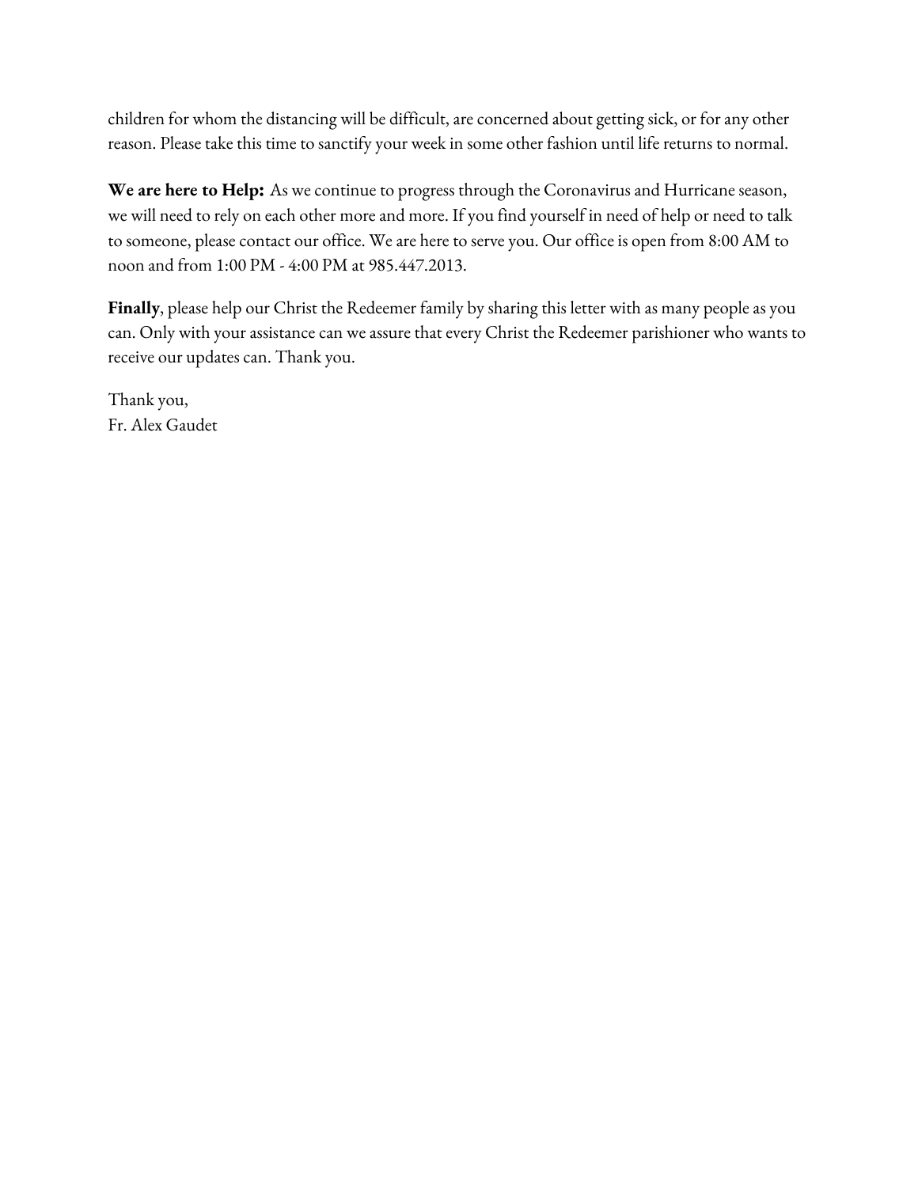children for whom the distancing will be difficult, are concerned about getting sick, or for any other reason. Please take this time to sanctify your week in some other fashion until life returns to normal.

**We are here to Help:** As we continue to progress through the Coronavirus and Hurricane season, we will need to rely on each other more and more. If you find yourself in need of help or need to talk to someone, please contact our office. We are here to serve you. Our office is open from 8:00 AM to noon and from 1:00 PM - 4:00 PM at 985.447.2013.

**Finally**, please help our Christ the Redeemer family by sharing this letter with as many people as you can. Only with your assistance can we assure that every Christ the Redeemer parishioner who wants to receive our updates can. Thank you.

Thank you,
Fr. Alex Gaudet